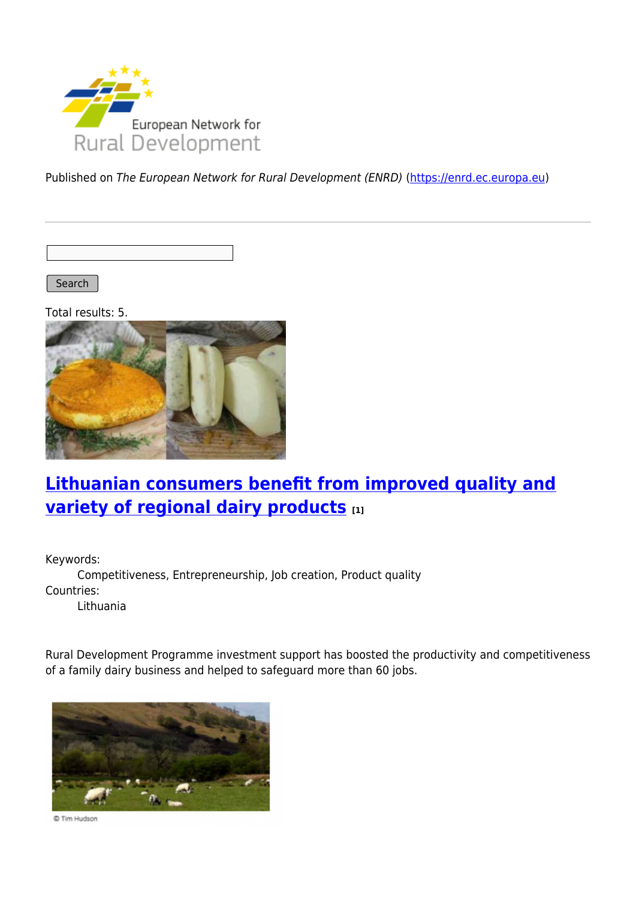European Network for Rural Development

Published on *The European Network for Rural Development (ENRD)* (https://enrd.ec.europa.eu)

Search

Total results: 5.

## [Lithuanian consumers benefit from improved quality and variety of regional dairy products](#) [1]

Keywords:
: Competitiveness, Entrepreneurship, Job creation, Product quality

Countries:
: Lithuania

Rural Development Programme investment support has boosted the productivity and competitiveness of a family dairy business and helped to safeguard more than 60 jobs.

© Tim Hudson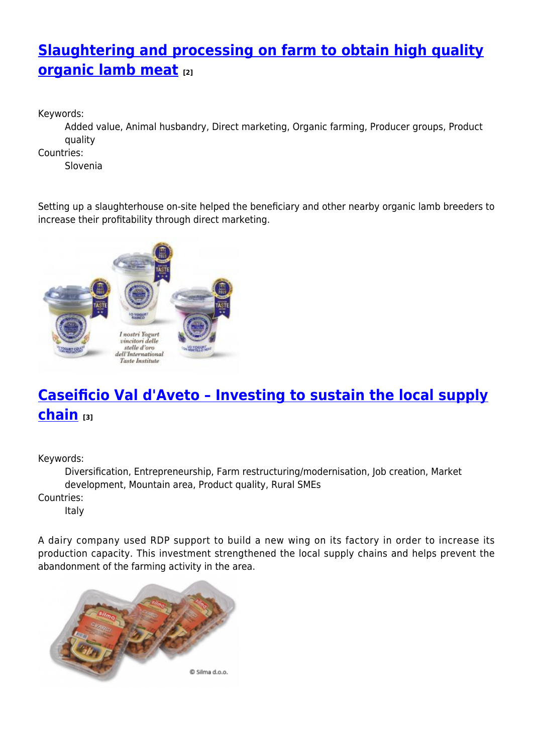## [Slaughtering and processing on farm to obtain high quality organic lamb meat](#) [2]

Keywords:
: Added value, Animal husbandry, Direct marketing, Organic farming, Producer groups, Product quality

Countries:
: Slovenia

Setting up a slaughterhouse on-site helped the beneficiary and other nearby organic lamb breeders to increase their profitability through direct marketing.

## [Caseificio Val d'Aveto – Investing to sustain the local supply chain](#) [3]

Keywords:
: Diversification, Entrepreneurship, Farm restructuring/modernisation, Job creation, Market development, Mountain area, Product quality, Rural SMEs

Countries:
: Italy

A dairy company used RDP support to build a new wing on its factory in order to increase its production capacity. This investment strengthened the local supply chains and helps prevent the abandonment of the farming activity in the area.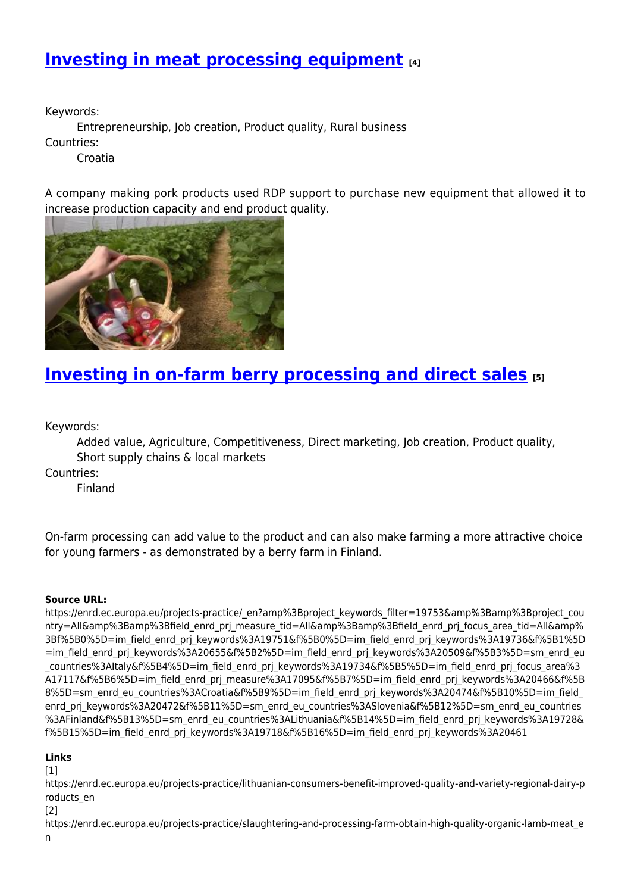## [Investing in meat processing equipment](#) [4]

Keywords:

Entrepreneurship, Job creation, Product quality, Rural business

Countries:

Croatia

A company making pork products used RDP support to purchase new equipment that allowed it to increase production capacity and end product quality.

## [Investing in on-farm berry processing and direct sales](#) [5]

Keywords:

Added value, Agriculture, Competitiveness, Direct marketing, Job creation, Product quality, Short supply chains & local markets

Countries:

Finland

On-farm processing can add value to the product and can also make farming a more attractive choice for young farmers - as demonstrated by a berry farm in Finland.

---

**Source URL:**
https://enrd.ec.europa.eu/projects-practice/_en?amp%3Bproject_keywords_filter=19753&amp%3Bamp%3Bproject_country=All&amp%3Bamp%3Bfield_enrd_prj_measure_tid=All&amp%3Bamp%3Bfield_enrd_prj_focus_area_tid=All&amp%3Bf%5B0%5D=im_field_enrd_prj_keywords%3A19751&f%5B0%5D=im_field_enrd_prj_keywords%3A19736&f%5B1%5D=im_field_enrd_prj_keywords%3A20655&f%5B2%5D=im_field_enrd_prj_keywords%3A20509&f%5B3%5D=sm_enrd_eu_countries%3AItaly&f%5B4%5D=im_field_enrd_prj_keywords%3A19734&f%5B5%5D=im_field_enrd_prj_focus_area%3A17117&f%5B6%5D=im_field_enrd_prj_measure%3A17095&f%5B7%5D=im_field_enrd_prj_keywords%3A20466&f%5B8%5D=sm_enrd_eu_countries%3ACroatia&f%5B9%5D=im_field_enrd_prj_keywords%3A20474&f%5B10%5D=im_field_enrd_prj_keywords%3A20472&f%5B11%5D=sm_enrd_eu_countries%3ASlovenia&f%5B12%5D=sm_enrd_eu_countries%3AFinland&f%5B13%5D=sm_enrd_eu_countries%3ALithuania&f%5B14%5D=im_field_enrd_prj_keywords%3A19728&f%5B15%5D=im_field_enrd_prj_keywords%3A19718&f%5B16%5D=im_field_enrd_prj_keywords%3A20461

**Links**

[1]
https://enrd.ec.europa.eu/projects-practice/lithuanian-consumers-benefit-improved-quality-and-variety-regional-dairy-products_en

[2]
https://enrd.ec.europa.eu/projects-practice/slaughtering-and-processing-farm-obtain-high-quality-organic-lamb-meat_en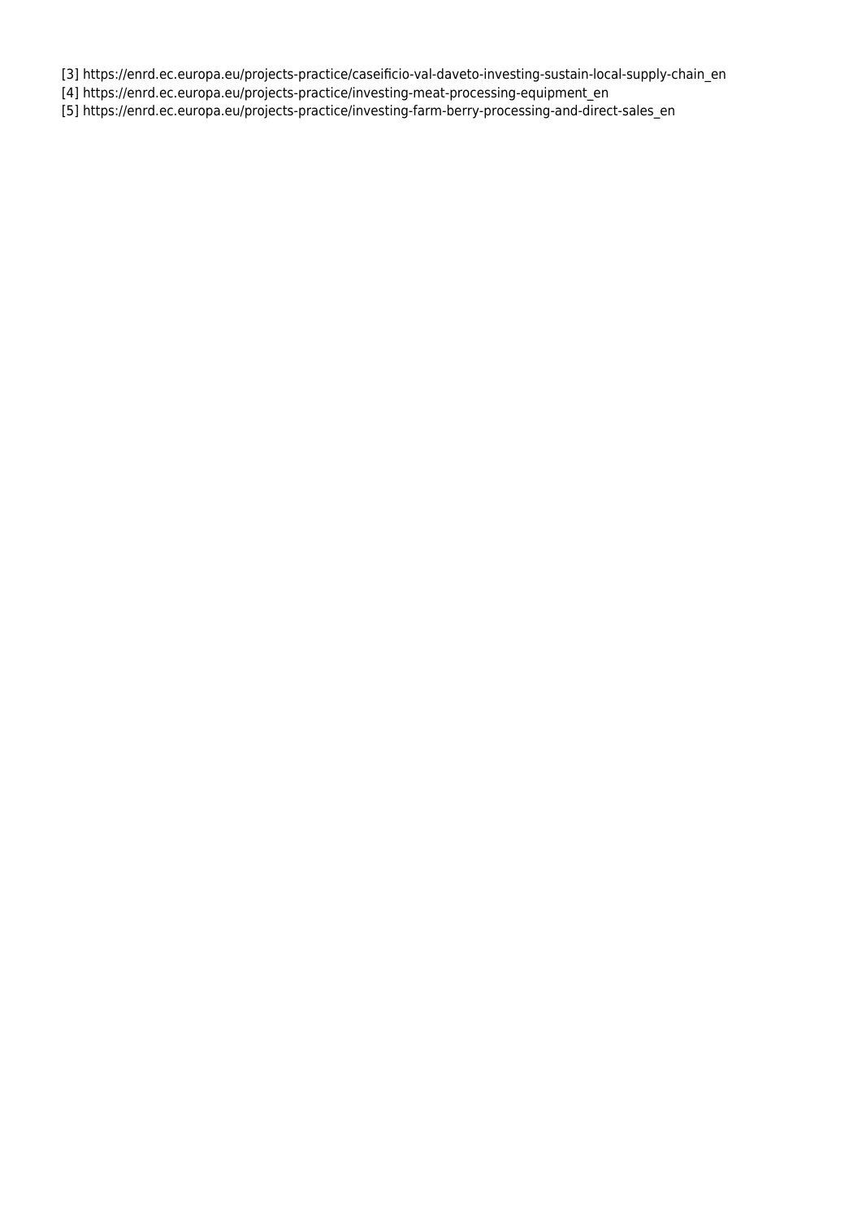[3] https://enrd.ec.europa.eu/projects-practice/caseificio-val-daveto-investing-sustain-local-supply-chain_en
[4] https://enrd.ec.europa.eu/projects-practice/investing-meat-processing-equipment_en
[5] https://enrd.ec.europa.eu/projects-practice/investing-farm-berry-processing-and-direct-sales_en